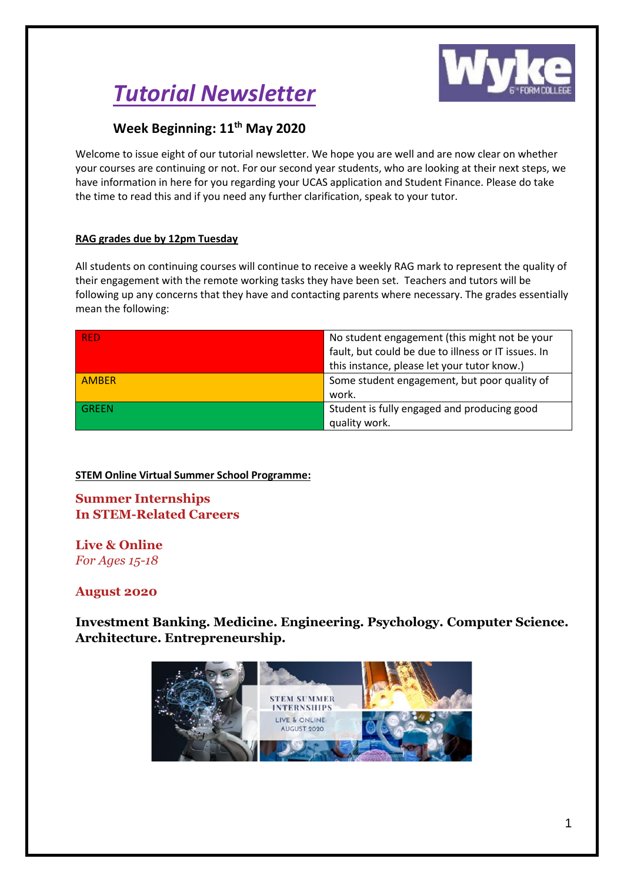# *Tutorial Newsletter*

## Week Beginning: 11th May 2020

Welcome to issue eight of our tutorial newsletter. We hope you are well and are now clear on whether your courses are continuing or not. For our second year students, who are looking at their next steps, we have information in here for you regarding your UCAS application and Student Finance. Please do take the time to read this and if you need any further clarification, speak to your tutor.

**RAG grades due by 12pm Tuesday**

All students on continuing courses will continue to receive a weekly RAG mark to represent the quality of their engagement with the remote working tasks they have been set. Teachers and tutors will be following up any concerns that they have and contacting parents where necessary. The grades essentially mean the following:

| | |
|---|---|
| RED | No student engagement (this might not be your fault, but could be due to illness or IT issues. In this instance, please let your tutor know.) |
| AMBER | Some student engagement, but poor quality of work. |
| GREEN | Student is fully engaged and producing good quality work. |

**STEM Online Virtual Summer School Programme:**

**Summer Internships**
**In STEM-Related Careers**

**Live & Online**
*For Ages 15-18*

**August 2020**

**Investment Banking. Medicine. Engineering. Psychology. Computer Science. Architecture. Entrepreneurship.**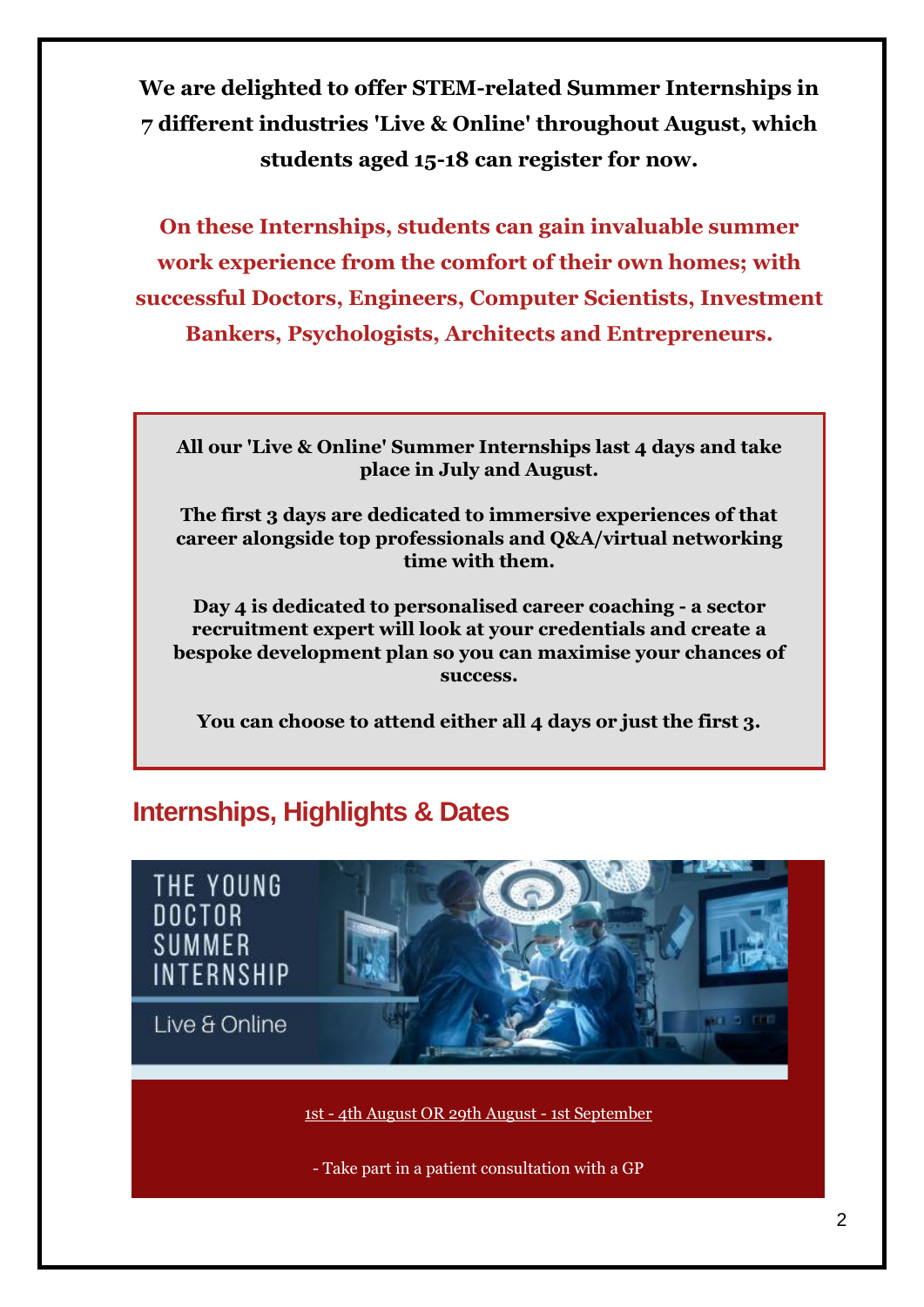**We are delighted to offer STEM-related Summer Internships in 7 different industries 'Live & Online' throughout August, which students aged 15-18 can register for now.**

**On these Internships, students can gain invaluable summer work experience from the comfort of their own homes; with successful Doctors, Engineers, Computer Scientists, Investment Bankers, Psychologists, Architects and Entrepreneurs.**

**All our 'Live & Online' Summer Internships last 4 days and take place in July and August.**

**The first 3 days are dedicated to immersive experiences of that career alongside top professionals and Q&A/virtual networking time with them.**

**Day 4 is dedicated to personalised career coaching - a sector recruitment expert will look at your credentials and create a bespoke development plan so you can maximise your chances of success.**

**You can choose to attend either all 4 days or just the first 3.**

## Internships, Highlights & Dates

THE YOUNG DOCTOR SUMMER INTERNSHIP

Live & Online

1st - 4th August OR 29th August - 1st September

- Take part in a patient consultation with a GP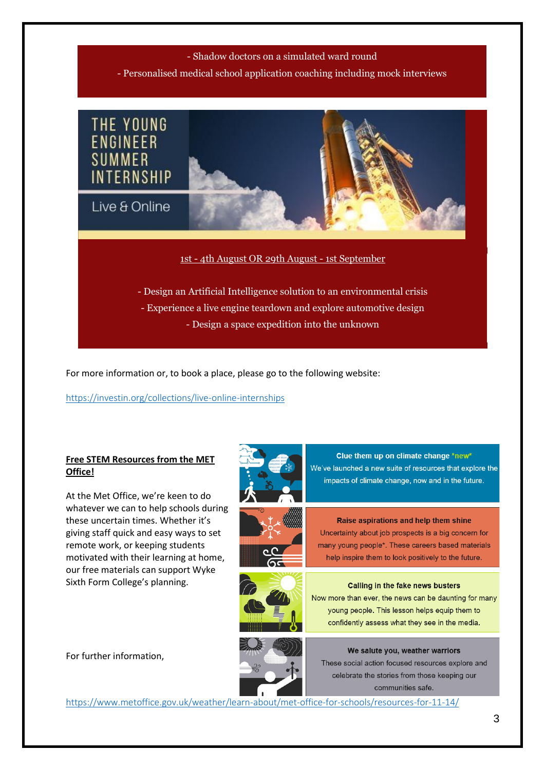- Shadow doctors on a simulated ward round
- Personalised medical school application coaching including mock interviews

THE YOUNG ENGINEER SUMMER INTERNSHIP

Live & Online

1st - 4th August OR 29th August - 1st September

- Design an Artificial Intelligence solution to an environmental crisis
- Experience a live engine teardown and explore automotive design
- Design a space expedition into the unknown

For more information or, to book a place, please go to the following website:

https://investin.org/collections/live-online-internships

**Free STEM Resources from the MET Office!**

At the Met Office, we're keen to do whatever we can to help schools during these uncertain times. Whether it's giving staff quick and easy ways to set remote work, or keeping students motivated with their learning at home, our free materials can support Wyke Sixth Form College's planning.

**Clue them up on climate change** *new*
We've launched a new suite of resources that explore the impacts of climate change, now and in the future.

**Raise aspirations and help them shine**
Uncertainty about job prospects is a big concern for many young people*. These careers based materials help inspire them to look positively to the future.

**Calling in the fake news busters**
Now more than ever, the news can be daunting for many young people. This lesson helps equip them to confidently assess what they see in the media.

**We salute you, weather warriors**
These social action focused resources explore and celebrate the stories from those keeping our communities safe.

For further information,

https://www.metoffice.gov.uk/weather/learn-about/met-office-for-schools/resources-for-11-14/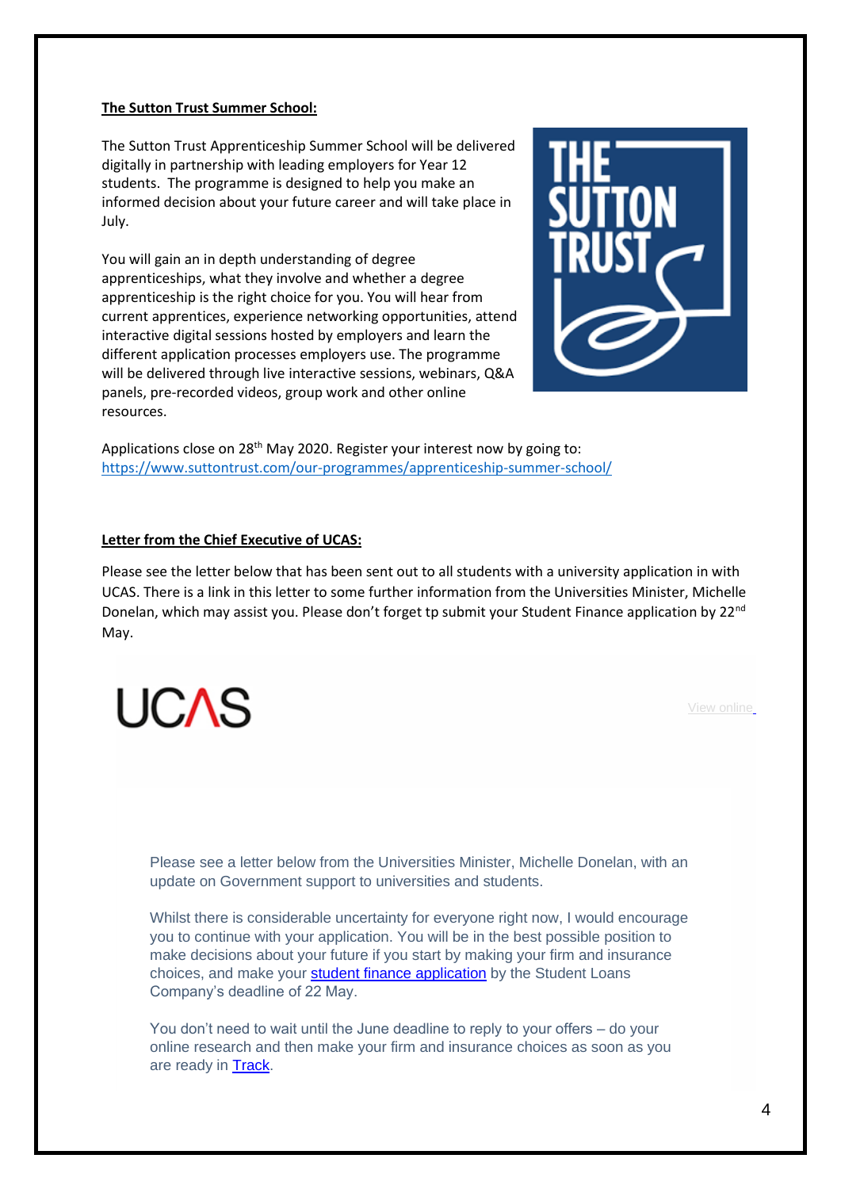**The Sutton Trust Summer School:**

The Sutton Trust Apprenticeship Summer School will be delivered digitally in partnership with leading employers for Year 12 students. The programme is designed to help you make an informed decision about your future career and will take place in July.

You will gain an in depth understanding of degree apprenticeships, what they involve and whether a degree apprenticeship is the right choice for you. You will hear from current apprentices, experience networking opportunities, attend interactive digital sessions hosted by employers and learn the different application processes employers use. The programme will be delivered through live interactive sessions, webinars, Q&A panels, pre-recorded videos, group work and other online resources.

Applications close on 28th May 2020. Register your interest now by going to: https://www.suttontrust.com/our-programmes/apprenticeship-summer-school/

**Letter from the Chief Executive of UCAS:**

Please see the letter below that has been sent out to all students with a university application in with UCAS. There is a link in this letter to some further information from the Universities Minister, Michelle Donelan, which may assist you. Please don't forget tp submit your Student Finance application by 22nd May.

UCAS

View online

Please see a letter below from the Universities Minister, Michelle Donelan, with an update on Government support to universities and students.

Whilst there is considerable uncertainty for everyone right now, I would encourage you to continue with your application. You will be in the best possible position to make decisions about your future if you start by making your firm and insurance choices, and make your student finance application by the Student Loans Company's deadline of 22 May.

You don't need to wait until the June deadline to reply to your offers – do your online research and then make your firm and insurance choices as soon as you are ready in Track.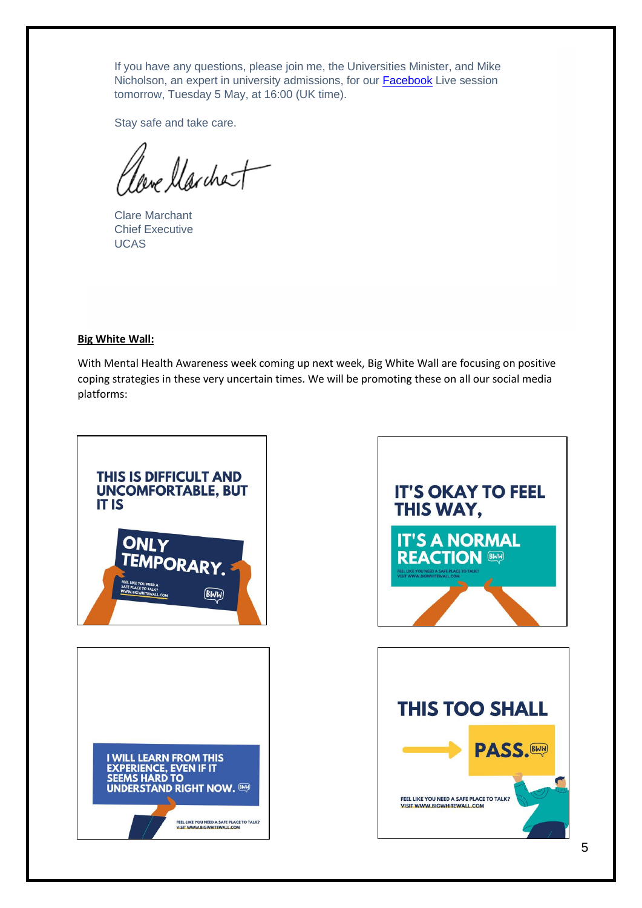If you have any questions, please join me, the Universities Minister, and Mike Nicholson, an expert in university admissions, for our Facebook Live session tomorrow, Tuesday 5 May, at 16:00 (UK time).

Stay safe and take care.

Clare Marchant
Chief Executive
UCAS

**Big White Wall:**

With Mental Health Awareness week coming up next week, Big White Wall are focusing on positive coping strategies in these very uncertain times. We will be promoting these on all our social media platforms:

THIS IS DIFFICULT AND UNCOMFORTABLE, BUT IT IS ONLY TEMPORARY.
FEEL LIKE YOU NEED A SAFE PLACE TO TALK? WWW.BIGWHITEWALL.COM

IT'S OKAY TO FEEL THIS WAY, IT'S A NORMAL REACTION
FEEL LIKE YOU NEED A SAFE PLACE TO TALK? VISIT WWW.BIGWHITEWALL.COM

I WILL LEARN FROM THIS EXPERIENCE, EVEN IF IT SEEMS HARD TO UNDERSTAND RIGHT NOW.
FEEL LIKE YOU NEED A SAFE PLACE TO TALK? VISIT WWW.BIGWHITEWALL.COM

THIS TOO SHALL PASS.
FEEL LIKE YOU NEED A SAFE PLACE TO TALK? VISIT WWW.BIGWHITEWALL.COM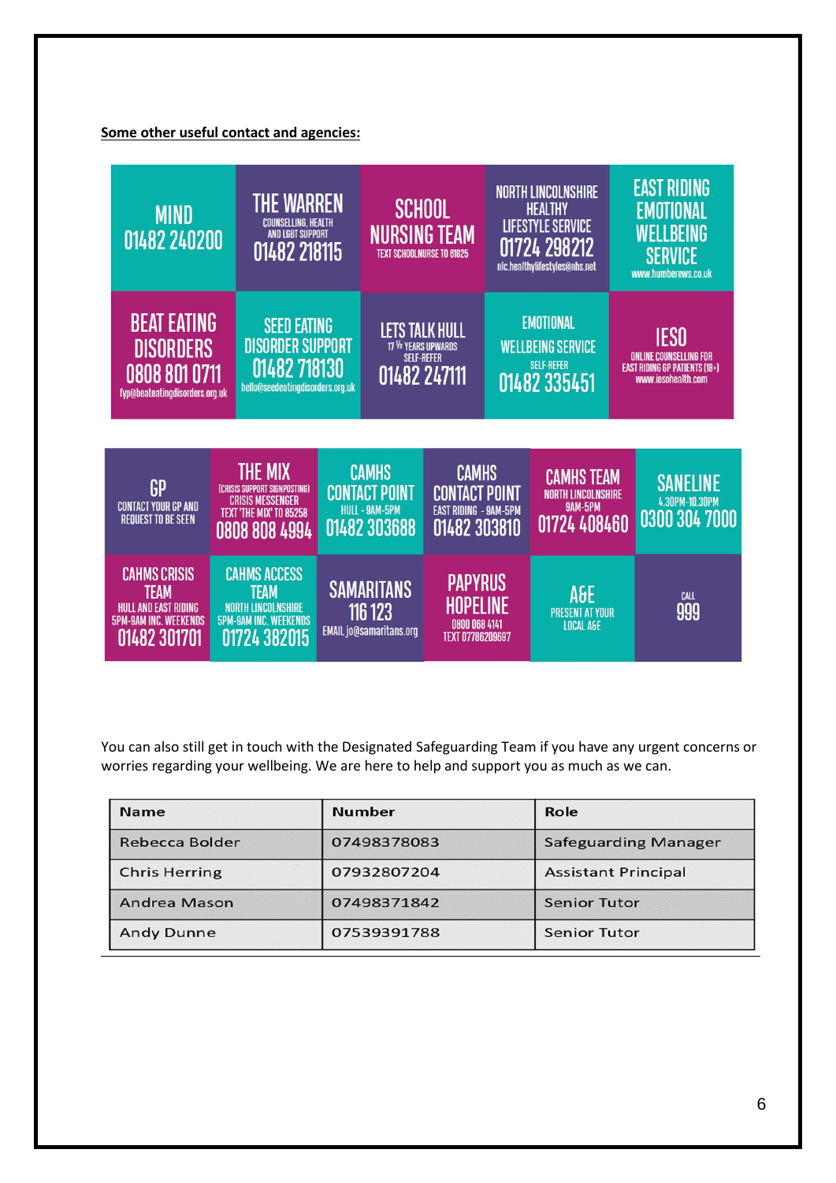**Some other useful contact and agencies:**

| | | | | |
|---|---|---|---|---|
| MIND 01482 240200 | THE WARREN COUNSELLING, HEALTH AND LGBT SUPPORT 01482 218115 | SCHOOL NURSING TEAM TEXT SCHOOLNURSE TO 61825 | NORTH LINCOLNSHIRE HEALTHY LIFESTYLE SERVICE 01724 298212 nlc.healthylifestyles@nhs.net | EAST RIDING EMOTIONAL WELLBEING SERVICE www.humberews.co.uk |
| BEAT EATING DISORDERS 0808 801 0711 fyp@beateatingdisorders.org.uk | SEED EATING DISORDER SUPPORT 01482 718130 hello@seedeatingdisorders.org.uk | LETS TALK HULL 17 ½ YEARS UPWARDS SELF-REFER 01482 247111 | EMOTIONAL WELLBEING SERVICE SELF-REFER 01482 335451 | IESO ONLINE COUNSELLING FOR EAST RIDING GP PATIENTS (18+) www.iesohealth.com |

| | | | | | |
|---|---|---|---|---|---|
| GP CONTACT YOUR GP AND REQUEST TO BE SEEN | THE MIX (CRISIS SUPPORT SIGNPOSTING) CRISIS MESSENGER TEXT 'THE MIX' TO 85258 0808 808 4994 | CAMHS CONTACT POINT HULL - 9AM-5PM 01482 303688 | CAMHS CONTACT POINT EAST RIDING - 9AM-5PM 01482 303810 | CAMHS TEAM NORTH LINCOLNSHIRE 9AM-5PM 01724 408460 | SANELINE 4.30PM-10.30PM 0300 304 7000 |
| CAHMS CRISIS TEAM HULL AND EAST RIDING 5PM-9AM INC. WEEKENDS 01482 301701 | CAHMS ACCESS TEAM NORTH LINCOLNSHIRE 5PM-9AM INC. WEEKENDS 01724 382015 | SAMARITANS 116 123 EMAIL jo@samaritans.org | PAPYRUS HOPELINE 0800 068 4141 TEXT 07786209697 | A&E PRESENT AT YOUR LOCAL A&E | CALL 999 |

You can also still get in touch with the Designated Safeguarding Team if you have any urgent concerns or worries regarding your wellbeing. We are here to help and support you as much as we can.

| Name | Number | Role |
|---|---|---|
| Rebecca Bolder | 07498378083 | Safeguarding Manager |
| Chris Herring | 07932807204 | Assistant Principal |
| Andrea Mason | 07498371842 | Senior Tutor |
| Andy Dunne | 07539391788 | Senior Tutor |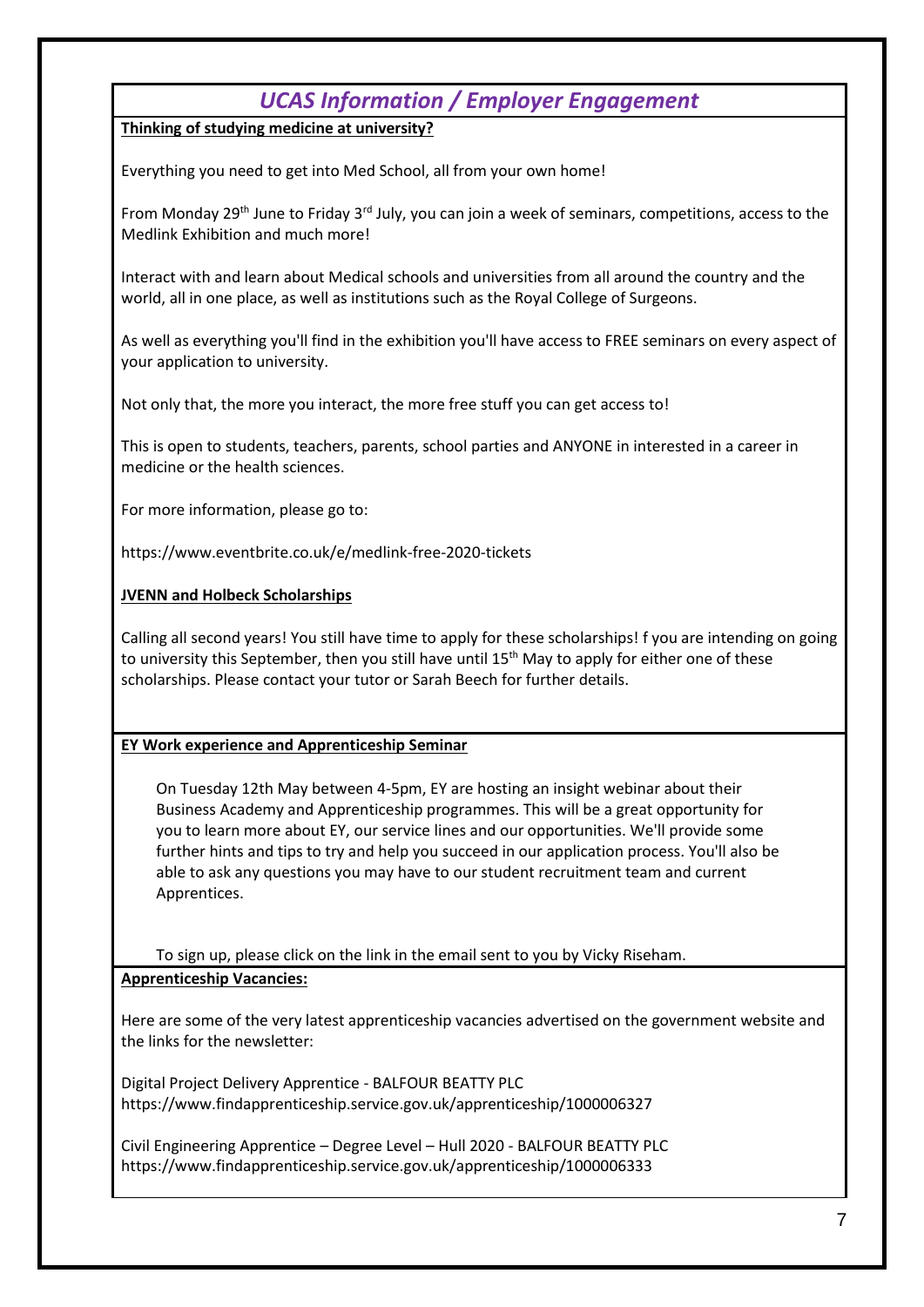# *UCAS Information / Employer Engagement*

**Thinking of studying medicine at university?**

Everything you need to get into Med School, all from your own home!

From Monday 29th June to Friday 3rd July, you can join a week of seminars, competitions, access to the Medlink Exhibition and much more!

Interact with and learn about Medical schools and universities from all around the country and the world, all in one place, as well as institutions such as the Royal College of Surgeons.

As well as everything you'll find in the exhibition you'll have access to FREE seminars on every aspect of your application to university.

Not only that, the more you interact, the more free stuff you can get access to!

This is open to students, teachers, parents, school parties and ANYONE in interested in a career in medicine or the health sciences.

For more information, please go to:

https://www.eventbrite.co.uk/e/medlink-free-2020-tickets

**JVENN and Holbeck Scholarships**

Calling all second years! You still have time to apply for these scholarships! f you are intending on going to university this September, then you still have until 15th May to apply for either one of these scholarships. Please contact your tutor or Sarah Beech for further details.

**EY Work experience and Apprenticeship Seminar**

On Tuesday 12th May between 4-5pm, EY are hosting an insight webinar about their Business Academy and Apprenticeship programmes. This will be a great opportunity for you to learn more about EY, our service lines and our opportunities. We'll provide some further hints and tips to try and help you succeed in our application process. You'll also be able to ask any questions you may have to our student recruitment team and current Apprentices.

To sign up, please click on the link in the email sent to you by Vicky Riseham.

**Apprenticeship Vacancies:**

Here are some of the very latest apprenticeship vacancies advertised on the government website and the links for the newsletter:

Digital Project Delivery Apprentice - BALFOUR BEATTY PLC
https://www.findapprenticeship.service.gov.uk/apprenticeship/1000006327

Civil Engineering Apprentice – Degree Level – Hull 2020 - BALFOUR BEATTY PLC
https://www.findapprenticeship.service.gov.uk/apprenticeship/1000006333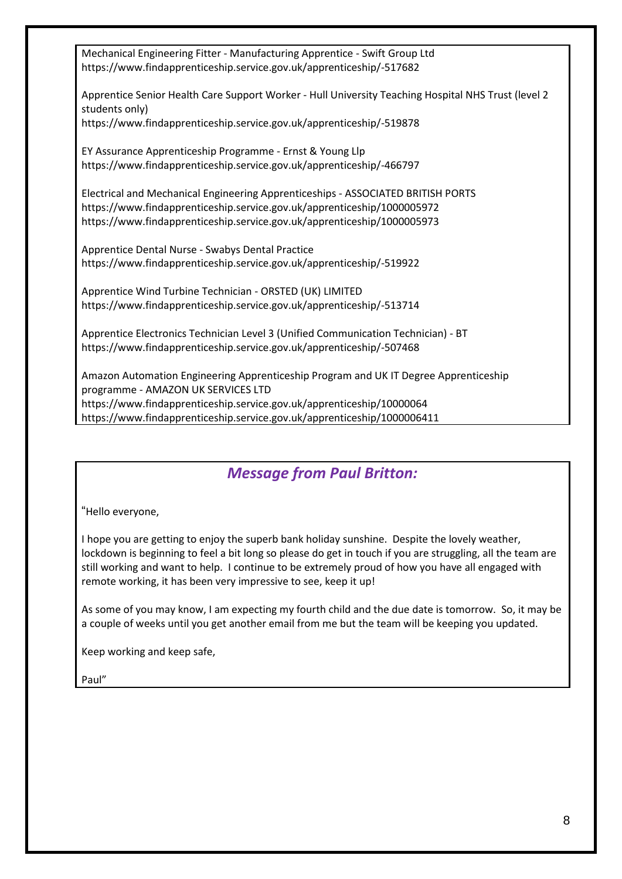Mechanical Engineering Fitter - Manufacturing Apprentice - Swift Group Ltd
https://www.findapprenticeship.service.gov.uk/apprenticeship/-517682

Apprentice Senior Health Care Support Worker - Hull University Teaching Hospital NHS Trust (level 2 students only)
https://www.findapprenticeship.service.gov.uk/apprenticeship/-519878

EY Assurance Apprenticeship Programme - Ernst & Young Llp
https://www.findapprenticeship.service.gov.uk/apprenticeship/-466797

Electrical and Mechanical Engineering Apprenticeships - ASSOCIATED BRITISH PORTS
https://www.findapprenticeship.service.gov.uk/apprenticeship/1000005972
https://www.findapprenticeship.service.gov.uk/apprenticeship/1000005973

Apprentice Dental Nurse - Swabys Dental Practice
https://www.findapprenticeship.service.gov.uk/apprenticeship/-519922

Apprentice Wind Turbine Technician - ORSTED (UK) LIMITED
https://www.findapprenticeship.service.gov.uk/apprenticeship/-513714

Apprentice Electronics Technician Level 3 (Unified Communication Technician) - BT
https://www.findapprenticeship.service.gov.uk/apprenticeship/-507468

Amazon Automation Engineering Apprenticeship Program and UK IT Degree Apprenticeship programme - AMAZON UK SERVICES LTD
https://www.findapprenticeship.service.gov.uk/apprenticeship/10000064
https://www.findapprenticeship.service.gov.uk/apprenticeship/1000006411

## *Message from Paul Britton:*

"Hello everyone,

I hope you are getting to enjoy the superb bank holiday sunshine. Despite the lovely weather, lockdown is beginning to feel a bit long so please do get in touch if you are struggling, all the team are still working and want to help. I continue to be extremely proud of how you have all engaged with remote working, it has been very impressive to see, keep it up!

As some of you may know, I am expecting my fourth child and the due date is tomorrow. So, it may be a couple of weeks until you get another email from me but the team will be keeping you updated.

Keep working and keep safe,

Paul"